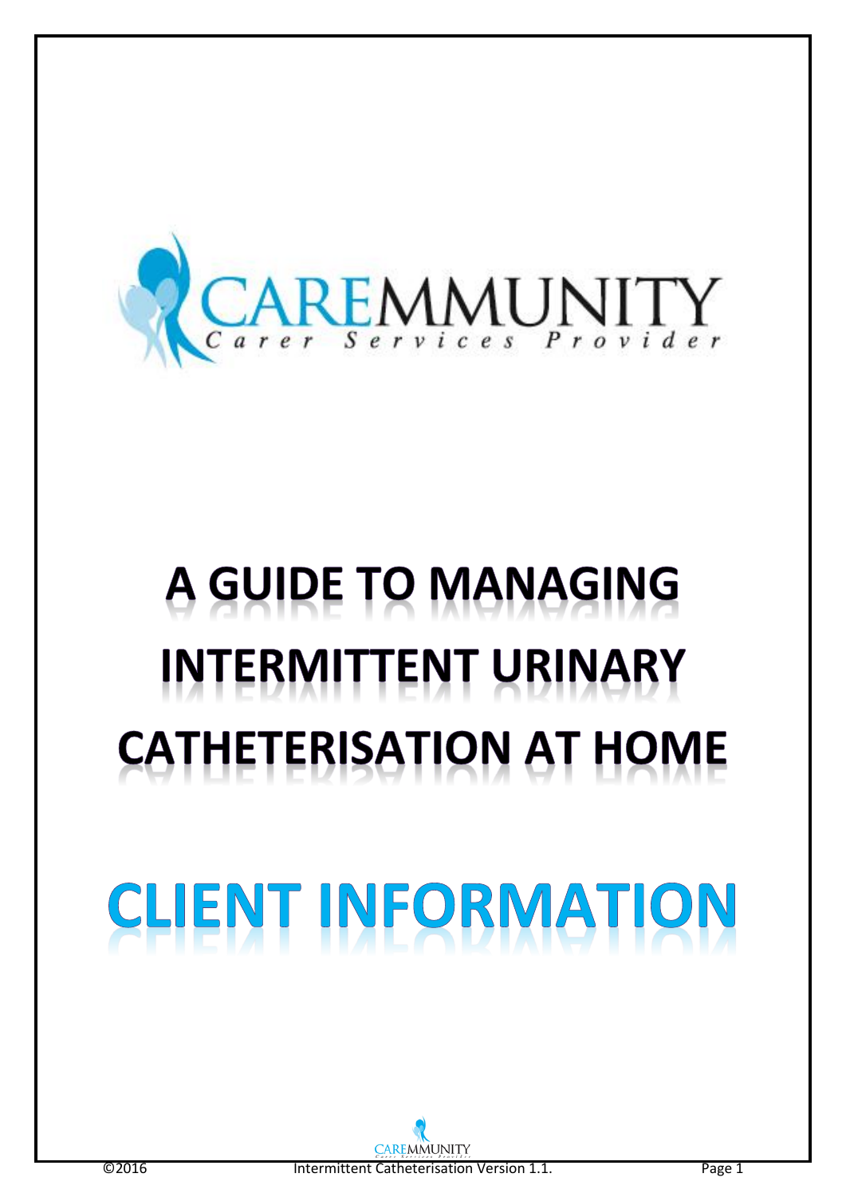CAREMMUNITY

Carer Services Provider

# A GUIDE TO MANAGING INTERMITTENT URINARY CATHETERISATION AT HOME

# CLIENT INFORMATION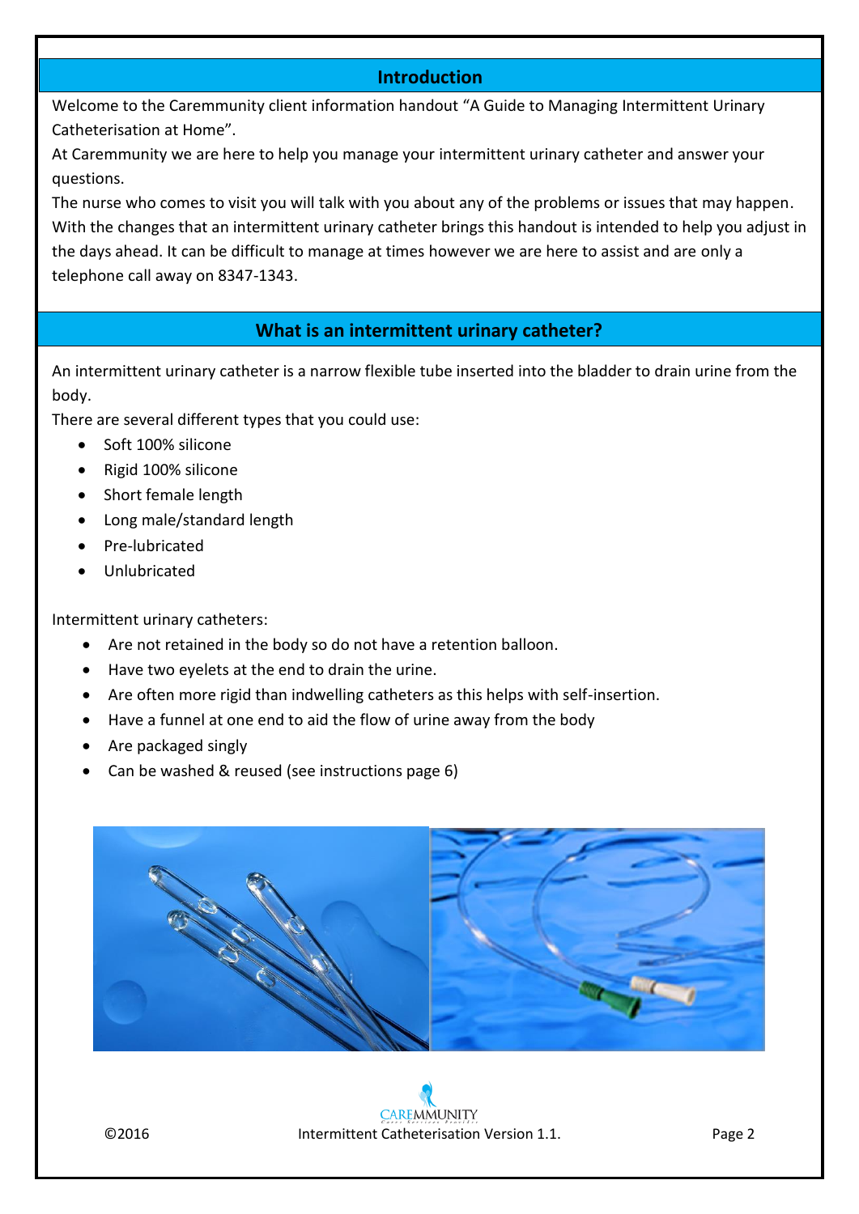## Introduction

Welcome to the Caremmunity client information handout "A Guide to Managing Intermittent Urinary Catheterisation at Home".

At Caremmunity we are here to help you manage your intermittent urinary catheter and answer your questions.

The nurse who comes to visit you will talk with you about any of the problems or issues that may happen. With the changes that an intermittent urinary catheter brings this handout is intended to help you adjust in the days ahead. It can be difficult to manage at times however we are here to assist and are only a telephone call away on 8347-1343.

## What is an intermittent urinary catheter?

An intermittent urinary catheter is a narrow flexible tube inserted into the bladder to drain urine from the body.

There are several different types that you could use:

- Soft 100% silicone
- Rigid 100% silicone
- Short female length
- Long male/standard length
- Pre-lubricated
- Unlubricated

Intermittent urinary catheters:

- Are not retained in the body so do not have a retention balloon.
- Have two eyelets at the end to drain the urine.
- Are often more rigid than indwelling catheters as this helps with self-insertion.
- Have a funnel at one end to aid the flow of urine away from the body
- Are packaged singly
- Can be washed & reused (see instructions page 6)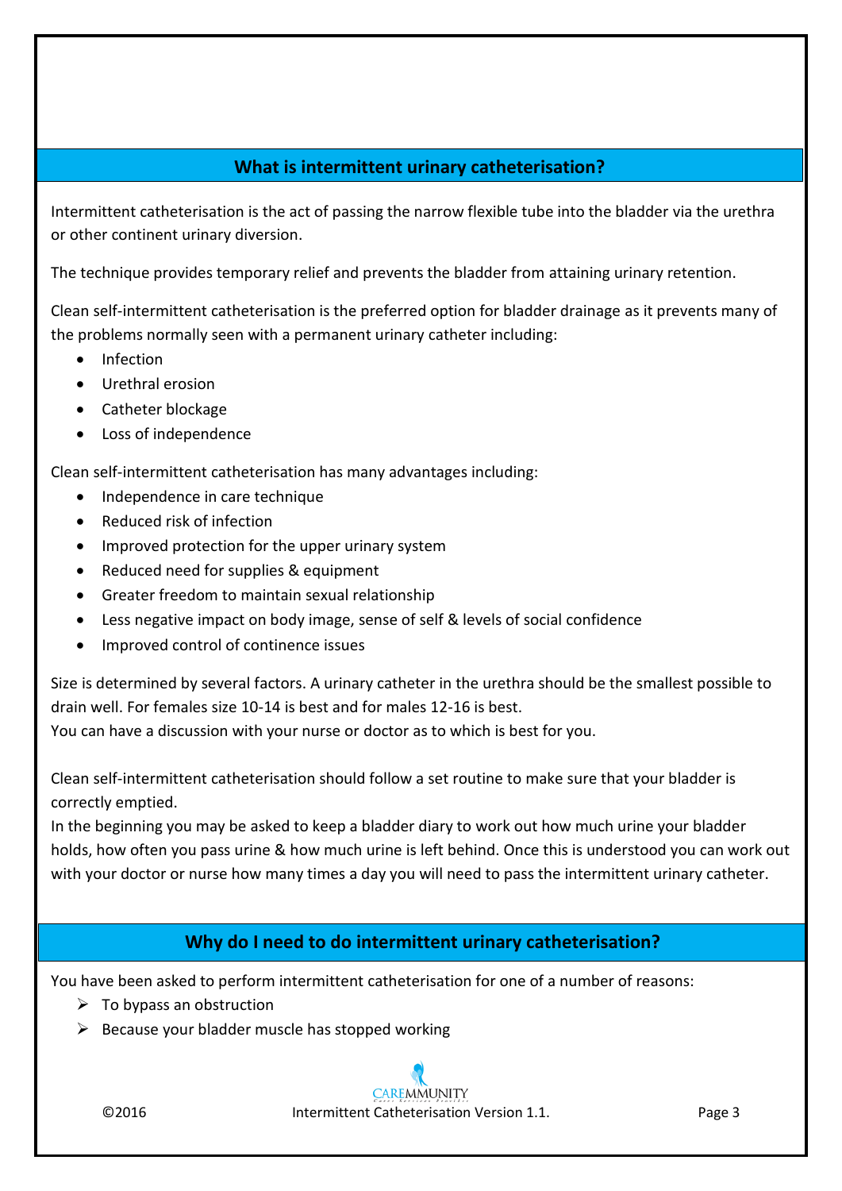## What is intermittent urinary catheterisation?

Intermittent catheterisation is the act of passing the narrow flexible tube into the bladder via the urethra or other continent urinary diversion.

The technique provides temporary relief and prevents the bladder from attaining urinary retention.

Clean self-intermittent catheterisation is the preferred option for bladder drainage as it prevents many of the problems normally seen with a permanent urinary catheter including:

- Infection
- Urethral erosion
- Catheter blockage
- Loss of independence

Clean self-intermittent catheterisation has many advantages including:

- Independence in care technique
- Reduced risk of infection
- Improved protection for the upper urinary system
- Reduced need for supplies & equipment
- Greater freedom to maintain sexual relationship
- Less negative impact on body image, sense of self & levels of social confidence
- Improved control of continence issues

Size is determined by several factors. A urinary catheter in the urethra should be the smallest possible to drain well. For females size 10-14 is best and for males 12-16 is best.
You can have a discussion with your nurse or doctor as to which is best for you.

Clean self-intermittent catheterisation should follow a set routine to make sure that your bladder is correctly emptied.
In the beginning you may be asked to keep a bladder diary to work out how much urine your bladder holds, how often you pass urine & how much urine is left behind. Once this is understood you can work out with your doctor or nurse how many times a day you will need to pass the intermittent urinary catheter.

## Why do I need to do intermittent urinary catheterisation?

You have been asked to perform intermittent catheterisation for one of a number of reasons:

- To bypass an obstruction
- Because your bladder muscle has stopped working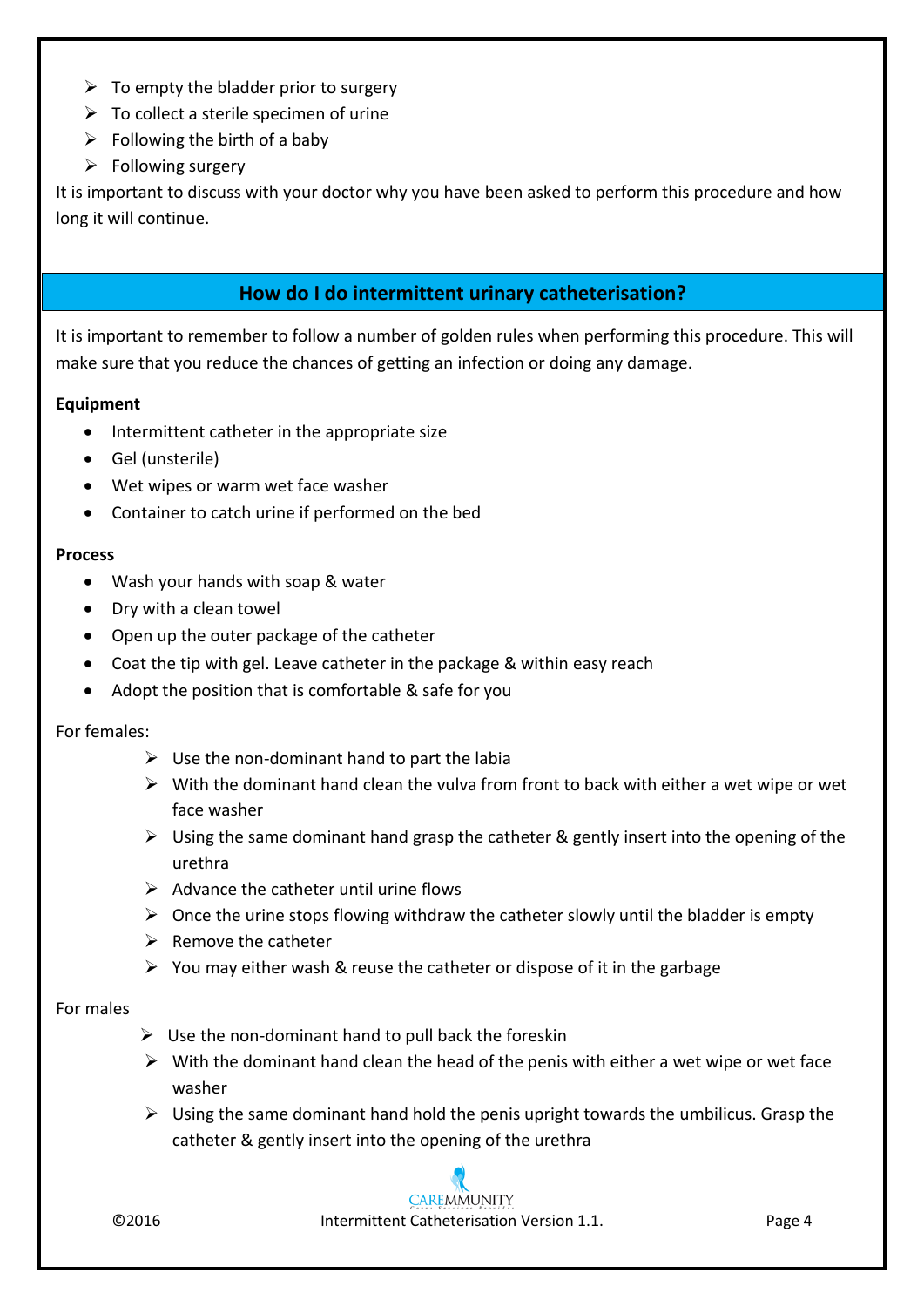- To empty the bladder prior to surgery
- To collect a sterile specimen of urine
- Following the birth of a baby
- Following surgery

It is important to discuss with your doctor why you have been asked to perform this procedure and how long it will continue.

## How do I do intermittent urinary catheterisation?

It is important to remember to follow a number of golden rules when performing this procedure. This will make sure that you reduce the chances of getting an infection or doing any damage.

**Equipment**

- Intermittent catheter in the appropriate size
- Gel (unsterile)
- Wet wipes or warm wet face washer
- Container to catch urine if performed on the bed

**Process**

- Wash your hands with soap & water
- Dry with a clean towel
- Open up the outer package of the catheter
- Coat the tip with gel. Leave catheter in the package & within easy reach
- Adopt the position that is comfortable & safe for you

For females:

- Use the non-dominant hand to part the labia
- With the dominant hand clean the vulva from front to back with either a wet wipe or wet face washer
- Using the same dominant hand grasp the catheter & gently insert into the opening of the urethra
- Advance the catheter until urine flows
- Once the urine stops flowing withdraw the catheter slowly until the bladder is empty
- Remove the catheter
- You may either wash & reuse the catheter or dispose of it in the garbage

For males

- Use the non-dominant hand to pull back the foreskin
- With the dominant hand clean the head of the penis with either a wet wipe or wet face washer
- Using the same dominant hand hold the penis upright towards the umbilicus. Grasp the catheter & gently insert into the opening of the urethra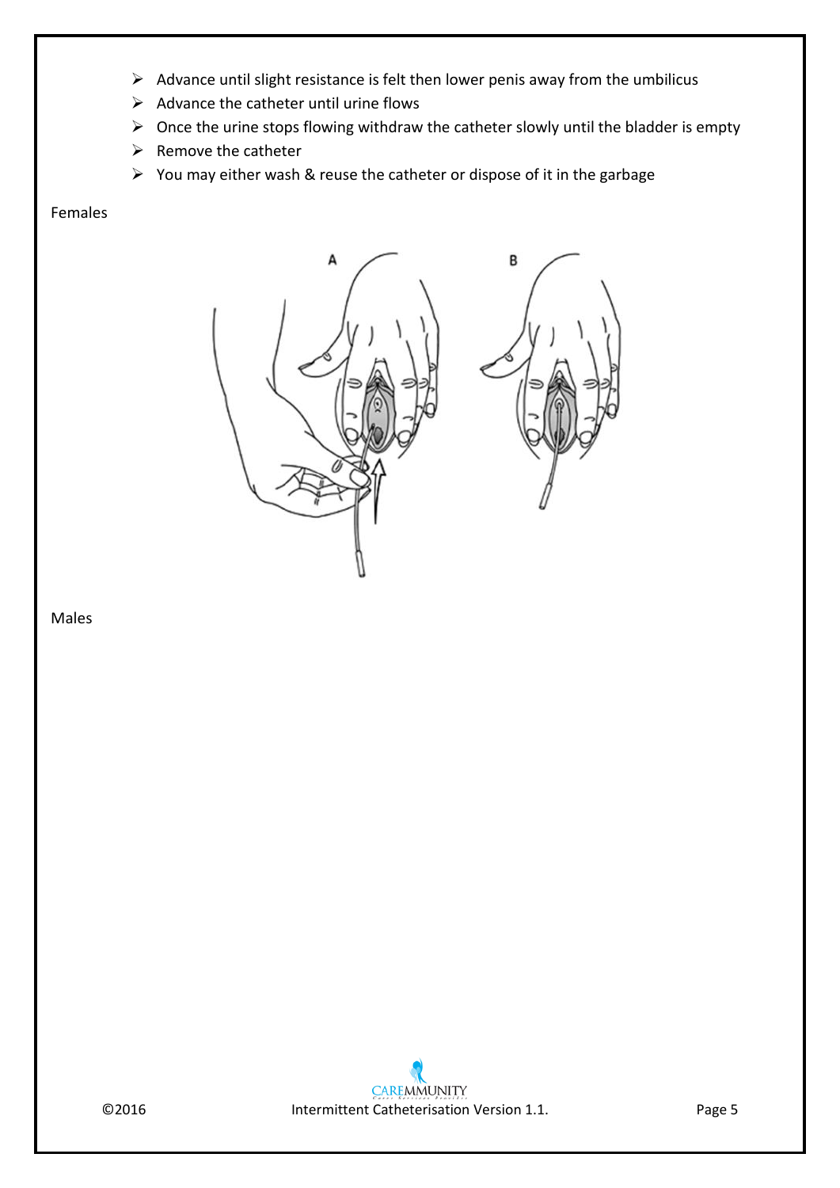- Advance until slight resistance is felt then lower penis away from the umbilicus
- Advance the catheter until urine flows
- Once the urine stops flowing withdraw the catheter slowly until the bladder is empty
- Remove the catheter
- You may either wash & reuse the catheter or dispose of it in the garbage

Females

Males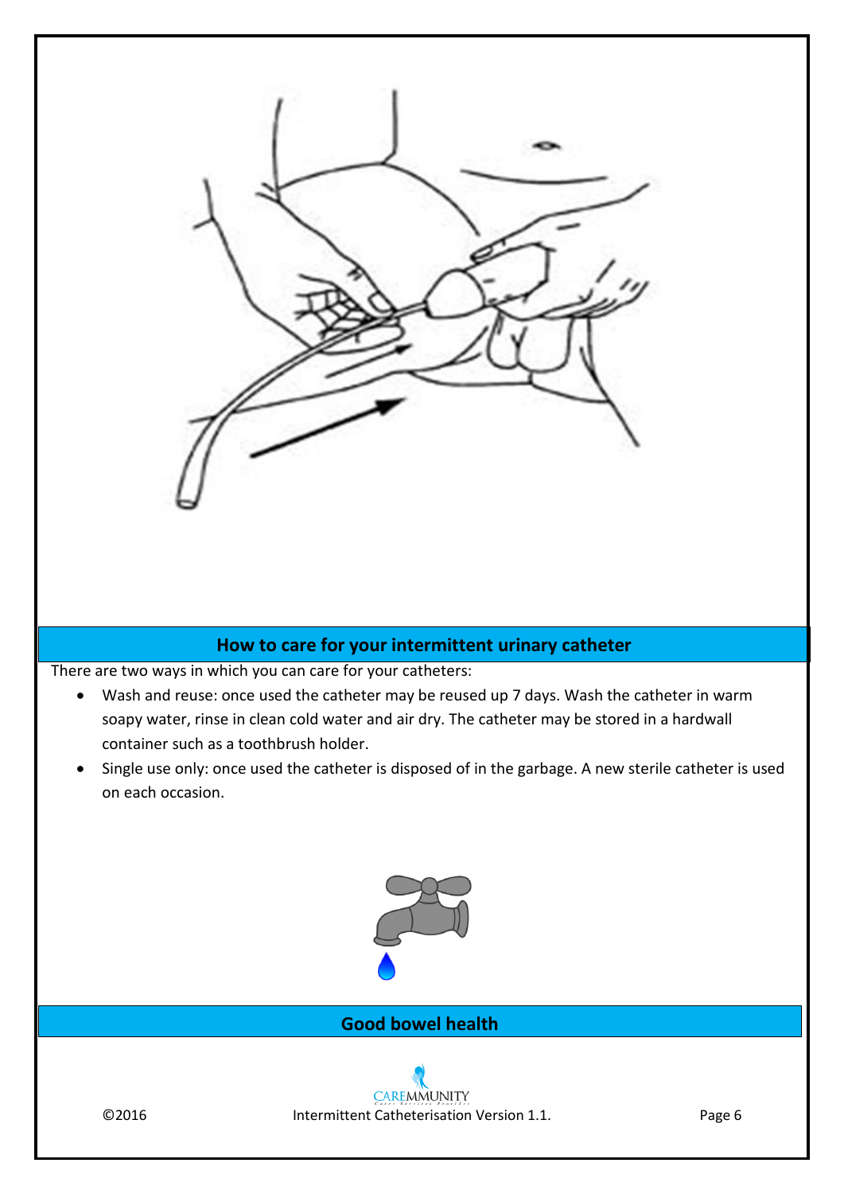## How to care for your intermittent urinary catheter

There are two ways in which you can care for your catheters:

- Wash and reuse: once used the catheter may be reused up 7 days. Wash the catheter in warm soapy water, rinse in clean cold water and air dry. The catheter may be stored in a hardwall container such as a toothbrush holder.
- Single use only: once used the catheter is disposed of in the garbage. A new sterile catheter is used on each occasion.

## Good bowel health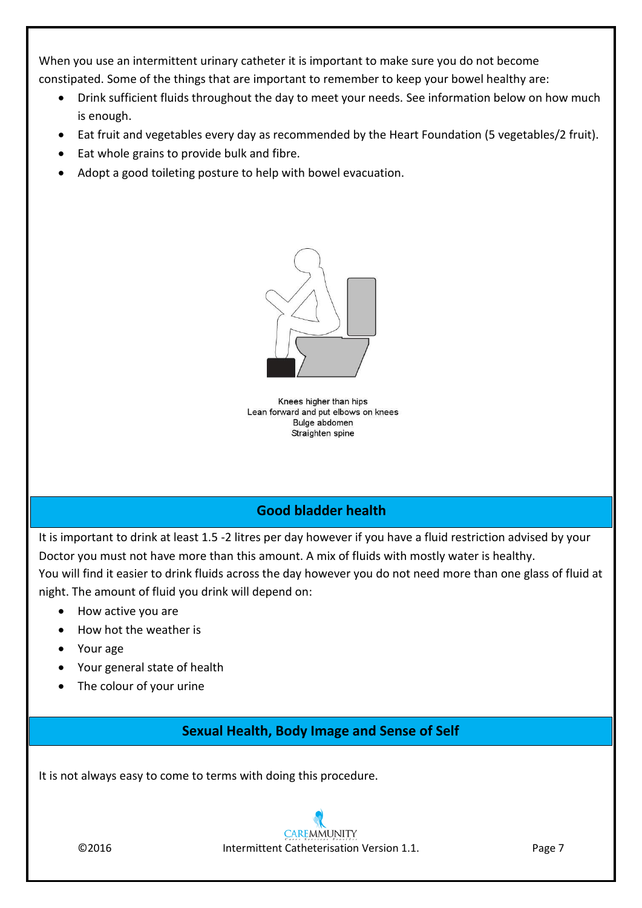When you use an intermittent urinary catheter it is important to make sure you do not become constipated. Some of the things that are important to remember to keep your bowel healthy are:

- Drink sufficient fluids throughout the day to meet your needs. See information below on how much is enough.
- Eat fruit and vegetables every day as recommended by the Heart Foundation (5 vegetables/2 fruit).
- Eat whole grains to provide bulk and fibre.
- Adopt a good toileting posture to help with bowel evacuation.

Knees higher than hips
Lean forward and put elbows on knees
Bulge abdomen
Straighten spine

## Good bladder health

It is important to drink at least 1.5 -2 litres per day however if you have a fluid restriction advised by your Doctor you must not have more than this amount. A mix of fluids with mostly water is healthy.
You will find it easier to drink fluids across the day however you do not need more than one glass of fluid at night. The amount of fluid you drink will depend on:

- How active you are
- How hot the weather is
- Your age
- Your general state of health
- The colour of your urine

## Sexual Health, Body Image and Sense of Self

It is not always easy to come to terms with doing this procedure.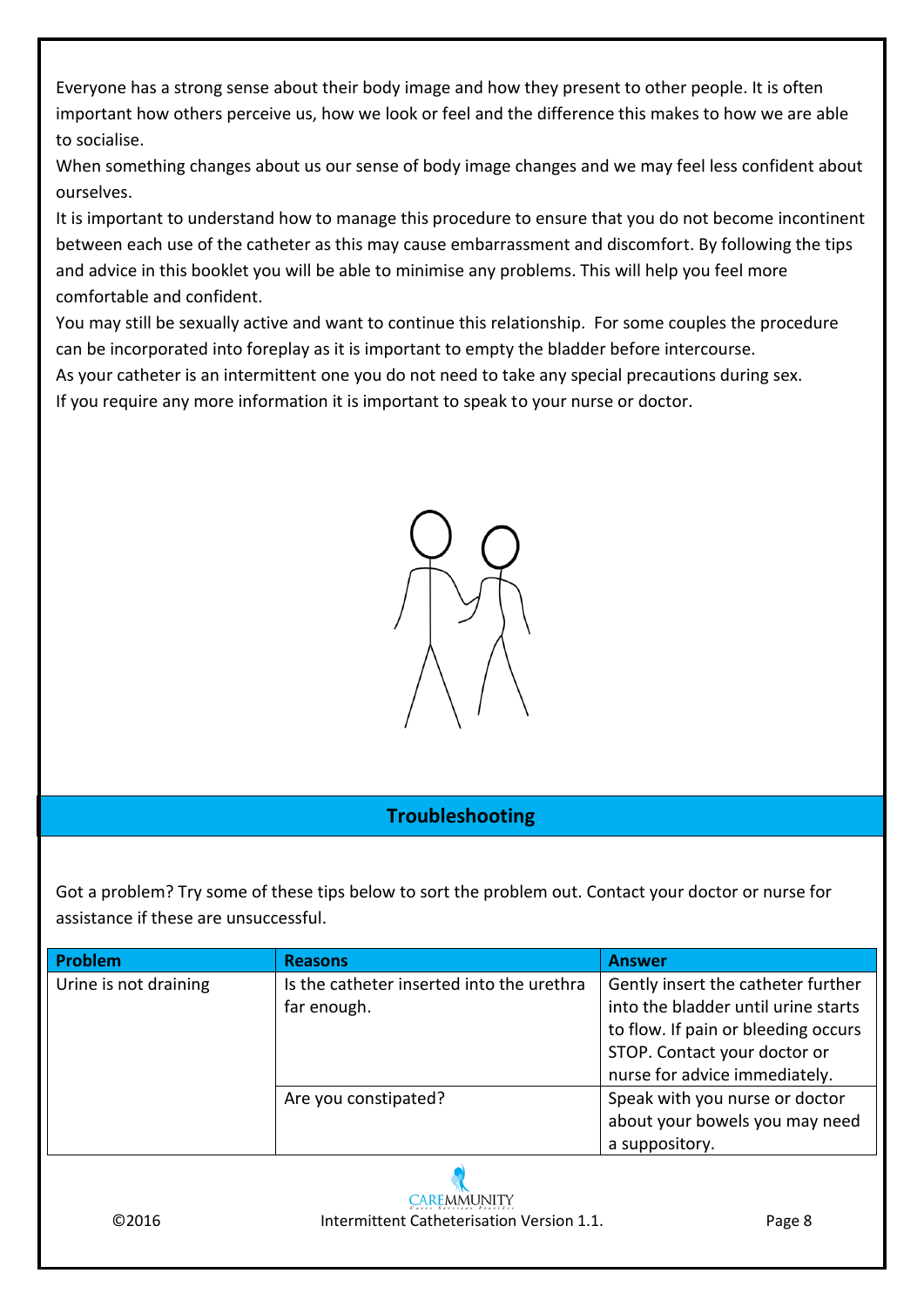Everyone has a strong sense about their body image and how they present to other people. It is often important how others perceive us, how we look or feel and the difference this makes to how we are able to socialise.

When something changes about us our sense of body image changes and we may feel less confident about ourselves.

It is important to understand how to manage this procedure to ensure that you do not become incontinent between each use of the catheter as this may cause embarrassment and discomfort. By following the tips and advice in this booklet you will be able to minimise any problems. This will help you feel more comfortable and confident.

You may still be sexually active and want to continue this relationship. For some couples the procedure can be incorporated into foreplay as it is important to empty the bladder before intercourse.

As your catheter is an intermittent one you do not need to take any special precautions during sex.

If you require any more information it is important to speak to your nurse or doctor.

## Troubleshooting

Got a problem? Try some of these tips below to sort the problem out. Contact your doctor or nurse for assistance if these are unsuccessful.

| Problem | Reasons | Answer |
| --- | --- | --- |
| Urine is not draining | Is the catheter inserted into the urethra far enough. | Gently insert the catheter further into the bladder until urine starts to flow. If pain or bleeding occurs STOP. Contact your doctor or nurse for advice immediately. |
| | Are you constipated? | Speak with you nurse or doctor about your bowels you may need a suppository. |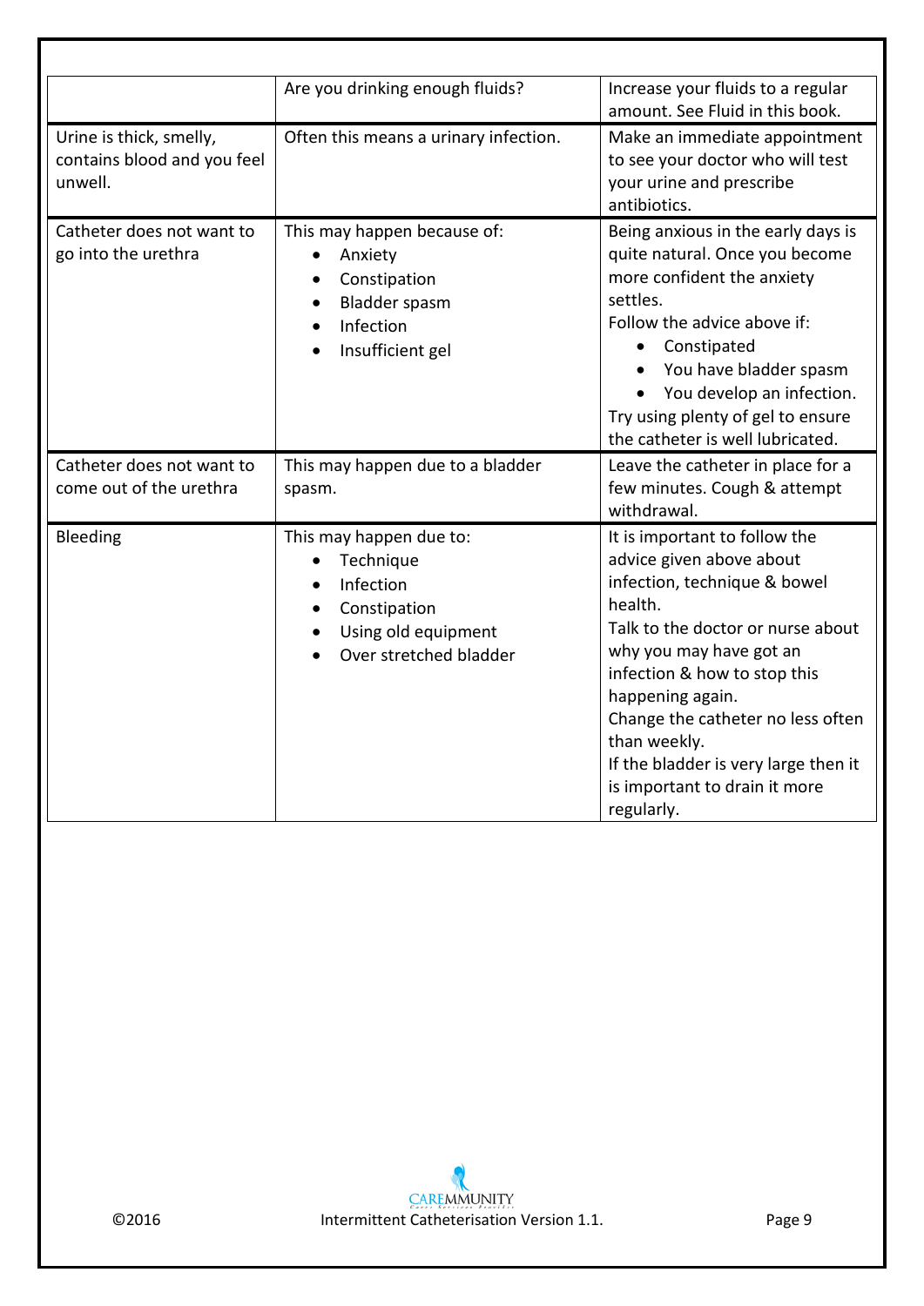| | | |
|---|---|---|
| | Are you drinking enough fluids? | Increase your fluids to a regular amount. See Fluid in this book. |
| Urine is thick, smelly, contains blood and you feel unwell. | Often this means a urinary infection. | Make an immediate appointment to see your doctor who will test your urine and prescribe antibiotics. |
| Catheter does not want to go into the urethra | This may happen because of:<br>• Anxiety<br>• Constipation<br>• Bladder spasm<br>• Infection<br>• Insufficient gel | Being anxious in the early days is quite natural. Once you become more confident the anxiety settles.<br>Follow the advice above if:<br>• Constipated<br>• You have bladder spasm<br>• You develop an infection.<br>Try using plenty of gel to ensure the catheter is well lubricated. |
| Catheter does not want to come out of the urethra | This may happen due to a bladder spasm. | Leave the catheter in place for a few minutes. Cough & attempt withdrawal. |
| Bleeding | This may happen due to:<br>• Technique<br>• Infection<br>• Constipation<br>• Using old equipment<br>• Over stretched bladder | It is important to follow the advice given above about infection, technique & bowel health.<br>Talk to the doctor or nurse about why you may have got an infection & how to stop this happening again.<br>Change the catheter no less often than weekly.<br>If the bladder is very large then it is important to drain it more regularly. |